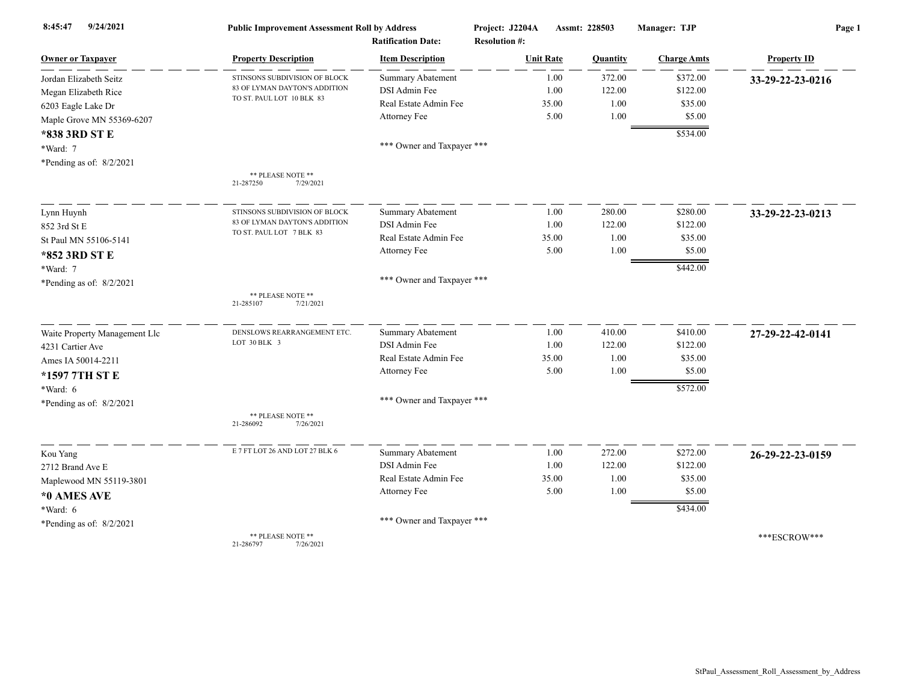8:45:47 9/24/2021 **Public Improvement Assessment Roll by Address** **Project: J2204A** **Assmt: 228503** **Manager: TJP**

**Ratification Date:** **Resolution #:**

| Owner or Taxpayer | Property Description | Item Description | Unit Rate | Quantity | Charge Amts | Property ID |
|---|---|---|---|---|---|---|
| Jordan Elizabeth Seitz | STINSONS SUBDIVISION OF BLOCK 83 OF LYMAN DAYTON'S ADDITION TO ST. PAUL LOT 10 BLK 83 | Summary Abatement | 1.00 | 372.00 | $372.00 | **33-29-22-23-0216** |
| Megan Elizabeth Rice | | DSI Admin Fee | 1.00 | 122.00 | $122.00 | |
| 6203 Eagle Lake Dr | | Real Estate Admin Fee | 35.00 | 1.00 | $35.00 | |
| Maple Grove MN 55369-6207 | | Attorney Fee | 5.00 | 1.00 | $5.00 | |
| **\*838 3RD ST E** | | | | | $534.00 | |
| *Ward: 7 | | *** Owner and Taxpayer *** | | | | |
| *Pending as of: 8/2/2021 | ** PLEASE NOTE ** 21-287250 7/29/2021 | | | | | |
| Lynn Huynh | STINSONS SUBDIVISION OF BLOCK 83 OF LYMAN DAYTON'S ADDITION TO ST. PAUL LOT 7 BLK 83 | Summary Abatement | 1.00 | 280.00 | $280.00 | **33-29-22-23-0213** |
| 852 3rd St E | | DSI Admin Fee | 1.00 | 122.00 | $122.00 | |
| St Paul MN 55106-5141 | | Real Estate Admin Fee | 35.00 | 1.00 | $35.00 | |
| **\*852 3RD ST E** | | Attorney Fee | 5.00 | 1.00 | $5.00 | |
| *Ward: 7 | | | | | $442.00 | |
| *Pending as of: 8/2/2021 | ** PLEASE NOTE ** 21-285107 7/21/2021 | *** Owner and Taxpayer *** | | | | |
| Waite Property Management Llc | DENSLOWS REARRANGEMENT ETC. LOT 30 BLK 3 | Summary Abatement | 1.00 | 410.00 | $410.00 | **27-29-22-42-0141** |
| 4231 Cartier Ave | | DSI Admin Fee | 1.00 | 122.00 | $122.00 | |
| Ames IA 50014-2211 | | Real Estate Admin Fee | 35.00 | 1.00 | $35.00 | |
| **\*1597 7TH ST E** | | Attorney Fee | 5.00 | 1.00 | $5.00 | |
| *Ward: 6 | | | | | $572.00 | |
| *Pending as of: 8/2/2021 | ** PLEASE NOTE ** 21-286092 7/26/2021 | *** Owner and Taxpayer *** | | | | |
| Kou Yang | E 7 FT LOT 26 AND LOT 27 BLK 6 | Summary Abatement | 1.00 | 272.00 | $272.00 | **26-29-22-23-0159** |
| 2712 Brand Ave E | | DSI Admin Fee | 1.00 | 122.00 | $122.00 | |
| Maplewood MN 55119-3801 | | Real Estate Admin Fee | 35.00 | 1.00 | $35.00 | |
| **\*0 AMES AVE** | | Attorney Fee | 5.00 | 1.00 | $5.00 | |
| *Ward: 6 | | | | | $434.00 | |
| *Pending as of: 8/2/2021 | ** PLEASE NOTE ** 21-286797 7/26/2021 | *** Owner and Taxpayer *** | | | | ***ESCROW*** |

StPaul_Assessment_Roll_Assessment_by_Address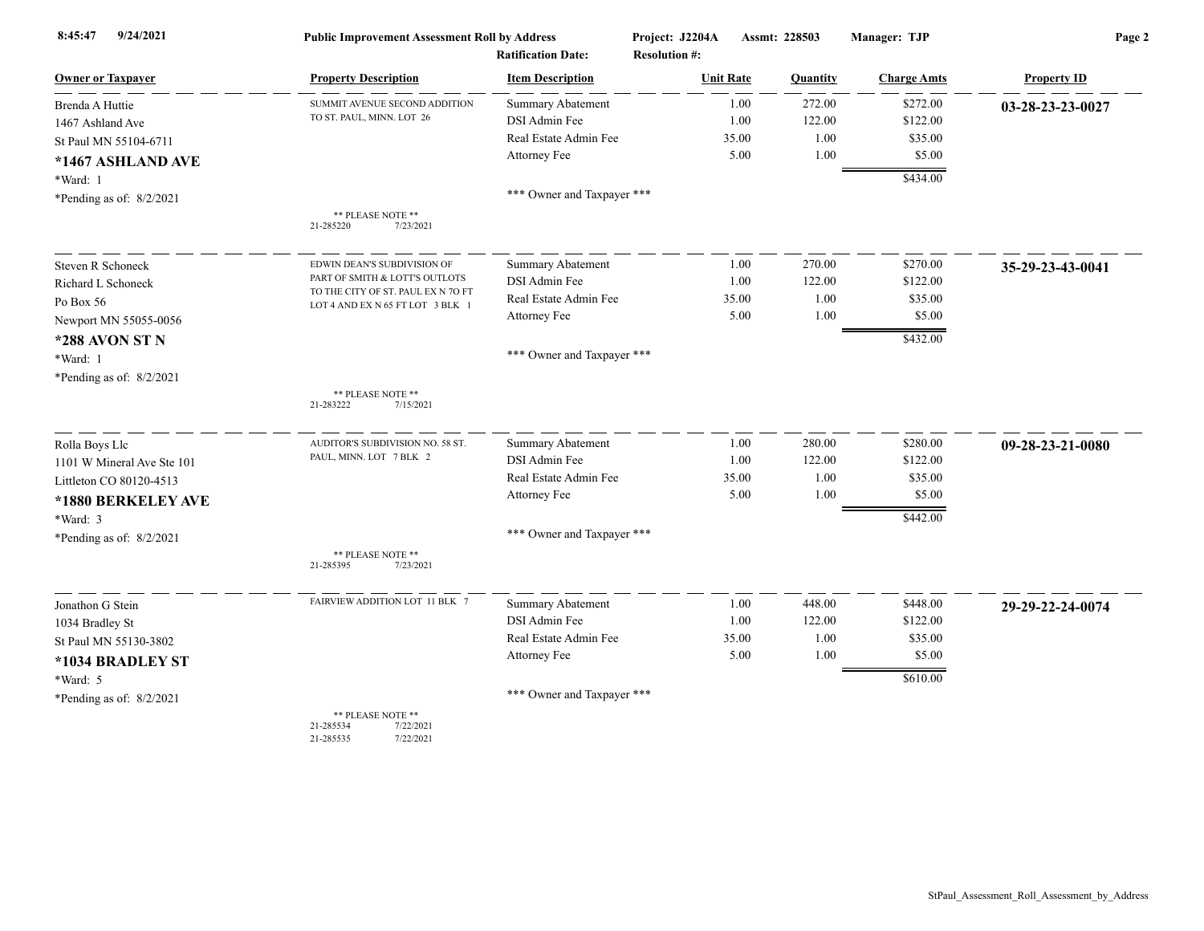**Public Improvement Assessment Roll by Address**

Project: J2204A | Assmt: 228503 | Manager: TJP

Ratification Date: | Resolution #:

| Owner or Taxpayer | Property Description | Item Description | Unit Rate | Quantity | Charge Amts | Property ID |
|---|---|---|---|---|---|---|
| Brenda A Huttie<br>1467 Ashland Ave<br>St Paul MN 55104-6711<br>**\*1467 ASHLAND AVE**<br>\*Ward: 1<br>\*Pending as of: 8/2/2021 | SUMMIT AVENUE SECOND ADDITION TO ST. PAUL, MINN. LOT 26<br><br>** PLEASE NOTE **<br>21-285220 7/23/2021 | Summary Abatement<br>DSI Admin Fee<br>Real Estate Admin Fee<br>Attorney Fee<br><br>*** Owner and Taxpayer *** | 1.00<br>1.00<br>35.00<br>5.00 | 272.00<br>122.00<br>1.00<br>1.00 | $272.00<br>$122.00<br>$35.00<br>$5.00<br>**$434.00** | **03-28-23-23-0027** |
| Steven R Schoneck<br>Richard L Schoneck<br>Po Box 56<br>Newport MN 55055-0056<br>**\*288 AVON ST N**<br>\*Ward: 1<br>\*Pending as of: 8/2/2021 | EDWIN DEAN'S SUBDIVISION OF PART OF SMITH & LOTT'S OUTLOTS TO THE CITY OF ST. PAUL EX N 7O FT LOT 4 AND EX N 65 FT LOT 3 BLK 1<br><br>** PLEASE NOTE **<br>21-283222 7/15/2021 | Summary Abatement<br>DSI Admin Fee<br>Real Estate Admin Fee<br>Attorney Fee<br><br>*** Owner and Taxpayer *** | 1.00<br>1.00<br>35.00<br>5.00 | 270.00<br>122.00<br>1.00<br>1.00 | $270.00<br>$122.00<br>$35.00<br>$5.00<br>**$432.00** | **35-29-23-43-0041** |
| Rolla Boys Llc<br>1101 W Mineral Ave Ste 101<br>Littleton CO 80120-4513<br>**\*1880 BERKELEY AVE**<br>\*Ward: 3<br>\*Pending as of: 8/2/2021 | AUDITOR'S SUBDIVISION NO. 58 ST. PAUL, MINN. LOT 7 BLK 2<br><br>** PLEASE NOTE **<br>21-285395 7/23/2021 | Summary Abatement<br>DSI Admin Fee<br>Real Estate Admin Fee<br>Attorney Fee<br><br>*** Owner and Taxpayer *** | 1.00<br>1.00<br>35.00<br>5.00 | 280.00<br>122.00<br>1.00<br>1.00 | $280.00<br>$122.00<br>$35.00<br>$5.00<br>**$442.00** | **09-28-23-21-0080** |
| Jonathon G Stein<br>1034 Bradley St<br>St Paul MN 55130-3802<br>**\*1034 BRADLEY ST**<br>\*Ward: 5<br>\*Pending as of: 8/2/2021 | FAIRVIEW ADDITION LOT 11 BLK 7<br><br>** PLEASE NOTE **<br>21-285534 7/22/2021<br>21-285535 7/22/2021 | Summary Abatement<br>DSI Admin Fee<br>Real Estate Admin Fee<br>Attorney Fee<br><br>*** Owner and Taxpayer *** | 1.00<br>1.00<br>35.00<br>5.00 | 448.00<br>122.00<br>1.00<br>1.00 | $448.00<br>$122.00<br>$35.00<br>$5.00<br>**$610.00** | **29-29-22-24-0074** |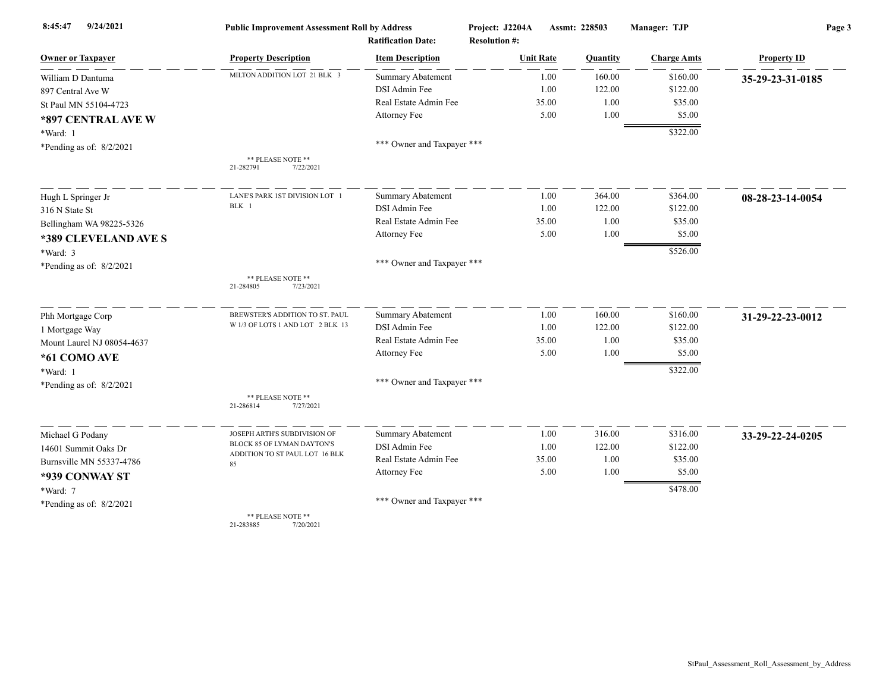**Public Improvement Assessment Roll by Address**

**Project:** J2204A **Assmt:** 228503 **Manager:** TJP

**Ratification Date:** **Resolution #:**

| Owner or Taxpayer | Property Description | Item Description | Unit Rate | Quantity | Charge Amts | Property ID |
|---|---|---|---|---|---|---|
| William D Dantuma<br>897 Central Ave W<br>St Paul MN 55104-4723<br>**\*897 CENTRAL AVE W**<br>\*Ward: 1<br>\*Pending as of: 8/2/2021 | MILTON ADDITION LOT 21 BLK 3<br><br>** PLEASE NOTE **<br>21-282791 7/22/2021 | Summary Abatement | 1.00 | 160.00 | $160.00 | **35-29-23-31-0185** |
| | | DSI Admin Fee | 1.00 | 122.00 | $122.00 | |
| | | Real Estate Admin Fee | 35.00 | 1.00 | $35.00 | |
| | | Attorney Fee | 5.00 | 1.00 | $5.00 | |
| | | | | | $322.00 | |
| | | *** Owner and Taxpayer *** | | | | |
| Hugh L Springer Jr<br>316 N State St<br>Bellingham WA 98225-5326<br>**\*389 CLEVELAND AVE S**<br>\*Ward: 3<br>\*Pending as of: 8/2/2021 | LANE'S PARK 1ST DIVISION LOT 1 BLK 1<br><br>** PLEASE NOTE **<br>21-284805 7/23/2021 | Summary Abatement | 1.00 | 364.00 | $364.00 | **08-28-23-14-0054** |
| | | DSI Admin Fee | 1.00 | 122.00 | $122.00 | |
| | | Real Estate Admin Fee | 35.00 | 1.00 | $35.00 | |
| | | Attorney Fee | 5.00 | 1.00 | $5.00 | |
| | | | | | $526.00 | |
| | | *** Owner and Taxpayer *** | | | | |
| Phh Mortgage Corp<br>1 Mortgage Way<br>Mount Laurel NJ 08054-4637<br>**\*61 COMO AVE**<br>\*Ward: 1<br>\*Pending as of: 8/2/2021 | BREWSTER'S ADDITION TO ST. PAUL W 1/3 OF LOTS 1 AND LOT 2 BLK 13<br><br>** PLEASE NOTE **<br>21-286814 7/27/2021 | Summary Abatement | 1.00 | 160.00 | $160.00 | **31-29-22-23-0012** |
| | | DSI Admin Fee | 1.00 | 122.00 | $122.00 | |
| | | Real Estate Admin Fee | 35.00 | 1.00 | $35.00 | |
| | | Attorney Fee | 5.00 | 1.00 | $5.00 | |
| | | | | | $322.00 | |
| | | *** Owner and Taxpayer *** | | | | |
| Michael G Podany<br>14601 Summit Oaks Dr<br>Burnsville MN 55337-4786<br>**\*939 CONWAY ST**<br>\*Ward: 7<br>\*Pending as of: 8/2/2021 | JOSEPH ARTH'S SUBDIVISION OF BLOCK 85 OF LYMAN DAYTON'S ADDITION TO ST PAUL LOT 16 BLK 85<br><br>** PLEASE NOTE **<br>21-283885 7/20/2021 | Summary Abatement | 1.00 | 316.00 | $316.00 | **33-29-22-24-0205** |
| | | DSI Admin Fee | 1.00 | 122.00 | $122.00 | |
| | | Real Estate Admin Fee | 35.00 | 1.00 | $35.00 | |
| | | Attorney Fee | 5.00 | 1.00 | $5.00 | |
| | | | | | $478.00 | |
| | | *** Owner and Taxpayer *** | | | | |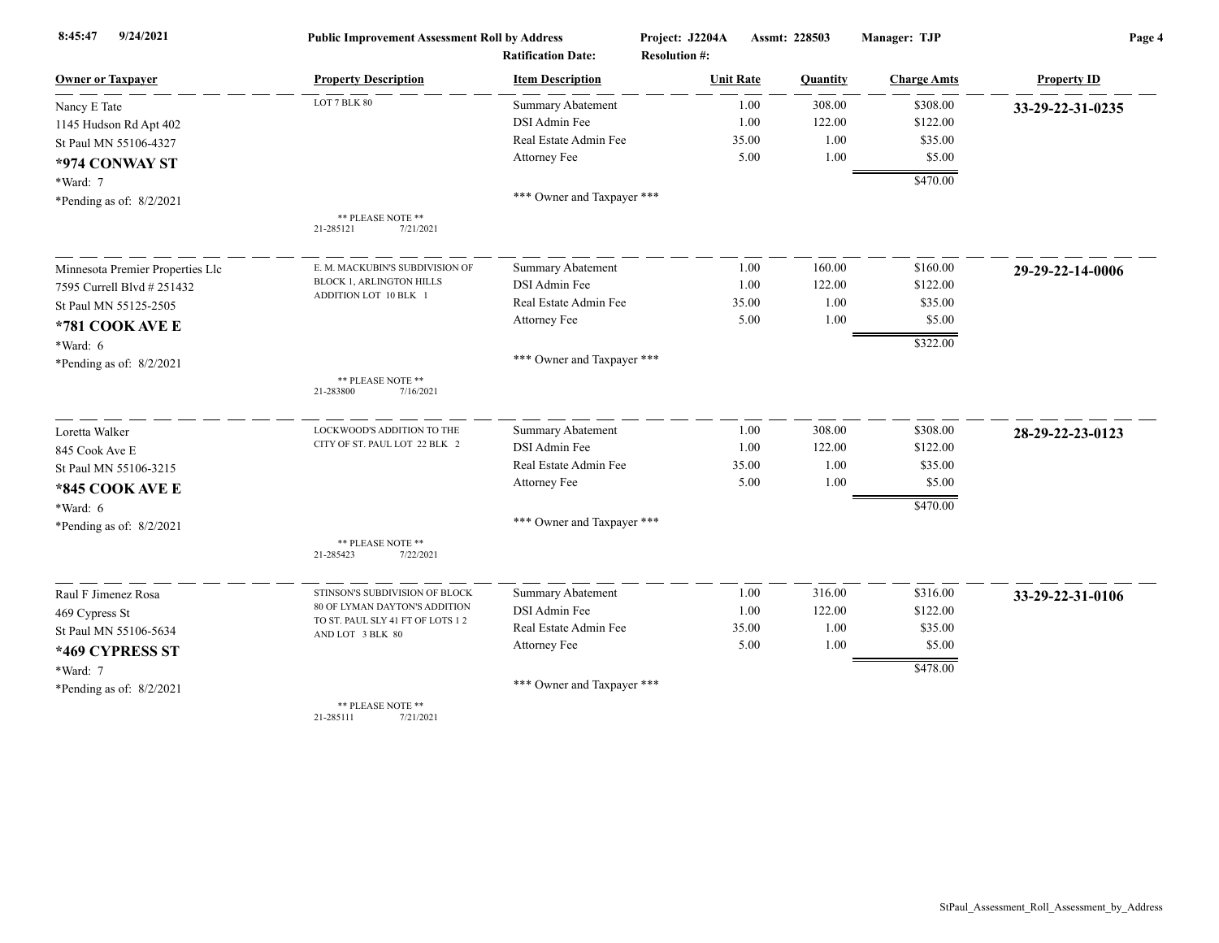**Public Improvement Assessment Roll by Address** — Project: J2204A — Assmt: 228503 — Manager: TJP

Ratification Date: Resolution #:

| Owner or Taxpayer | Property Description | Item Description | Unit Rate | Quantity | Charge Amts | Property ID |
|---|---|---|---|---|---|---|
| Nancy E Tate | LOT 7 BLK 80 | Summary Abatement | 1.00 | 308.00 | $308.00 | **33-29-22-31-0235** |
| 1145 Hudson Rd Apt 402 | | DSI Admin Fee | 1.00 | 122.00 | $122.00 | |
| St Paul MN 55106-4327 | | Real Estate Admin Fee | 35.00 | 1.00 | $35.00 | |
| **\*974 CONWAY ST** | | Attorney Fee | 5.00 | 1.00 | $5.00 | |
| \*Ward: 7 | | | | | $470.00 | |
| \*Pending as of: 8/2/2021 | | \*\*\* Owner and Taxpayer \*\*\* | | | | |
| | \*\* PLEASE NOTE \*\* 21-285121 7/21/2021 | | | | | |
| Minnesota Premier Properties Llc | E. M. MACKUBIN'S SUBDIVISION OF BLOCK 1, ARLINGTON HILLS ADDITION LOT 10 BLK 1 | Summary Abatement | 1.00 | 160.00 | $160.00 | **29-29-22-14-0006** |
| 7595 Currell Blvd # 251432 | | DSI Admin Fee | 1.00 | 122.00 | $122.00 | |
| St Paul MN 55125-2505 | | Real Estate Admin Fee | 35.00 | 1.00 | $35.00 | |
| **\*781 COOK AVE E** | | Attorney Fee | 5.00 | 1.00 | $5.00 | |
| \*Ward: 6 | | | | | $322.00 | |
| \*Pending as of: 8/2/2021 | | \*\*\* Owner and Taxpayer \*\*\* | | | | |
| | \*\* PLEASE NOTE \*\* 21-283800 7/16/2021 | | | | | |
| Loretta Walker | LOCKWOOD'S ADDITION TO THE CITY OF ST. PAUL LOT 22 BLK 2 | Summary Abatement | 1.00 | 308.00 | $308.00 | **28-29-22-23-0123** |
| 845 Cook Ave E | | DSI Admin Fee | 1.00 | 122.00 | $122.00 | |
| St Paul MN 55106-3215 | | Real Estate Admin Fee | 35.00 | 1.00 | $35.00 | |
| **\*845 COOK AVE E** | | Attorney Fee | 5.00 | 1.00 | $5.00 | |
| \*Ward: 6 | | | | | $470.00 | |
| \*Pending as of: 8/2/2021 | | \*\*\* Owner and Taxpayer \*\*\* | | | | |
| | \*\* PLEASE NOTE \*\* 21-285423 7/22/2021 | | | | | |
| Raul F Jimenez Rosa | STINSON'S SUBDIVISION OF BLOCK 80 OF LYMAN DAYTON'S ADDITION TO ST. PAUL SLY 41 FT OF LOTS 1 2 AND LOT 3 BLK 80 | Summary Abatement | 1.00 | 316.00 | $316.00 | **33-29-22-31-0106** |
| 469 Cypress St | | DSI Admin Fee | 1.00 | 122.00 | $122.00 | |
| St Paul MN 55106-5634 | | Real Estate Admin Fee | 35.00 | 1.00 | $35.00 | |
| **\*469 CYPRESS ST** | | Attorney Fee | 5.00 | 1.00 | $5.00 | |
| \*Ward: 7 | | | | | $478.00 | |
| \*Pending as of: 8/2/2021 | | \*\*\* Owner and Taxpayer \*\*\* | | | | |
| | \*\* PLEASE NOTE \*\* 21-285111 7/21/2021 | | | | | |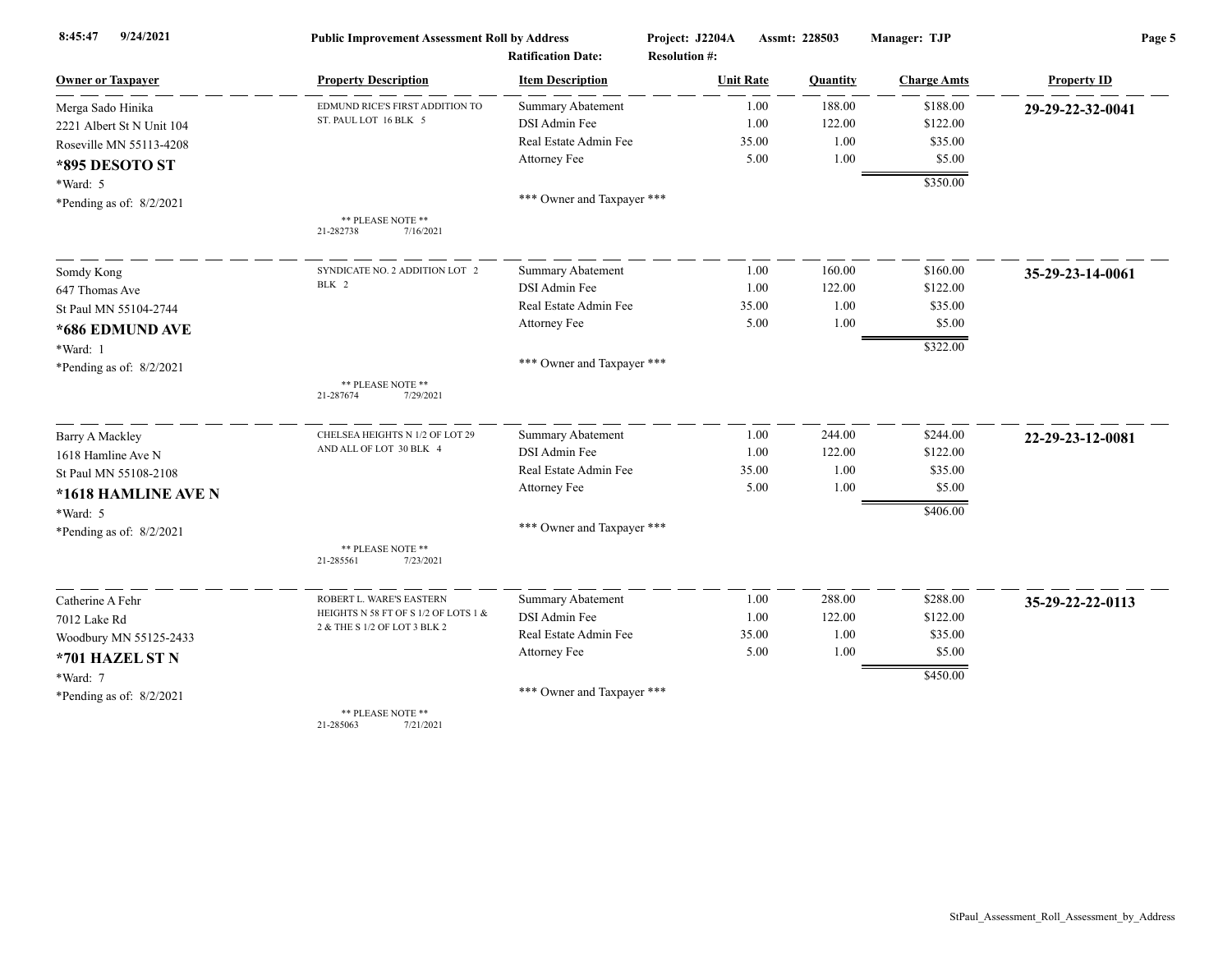**Public Improvement Assessment Roll by Address** — Project: J2204A — Assmt: 228503 — Manager: TJP
Ratification Date: — Resolution #:

| Owner or Taxpayer | Property Description | Item Description | Unit Rate | Quantity | Charge Amts | Property ID |
|---|---|---|---|---|---|---|
| Merga Sado Hinika | EDMUND RICE'S FIRST ADDITION TO | Summary Abatement | 1.00 | 188.00 | $188.00 | **29-29-22-32-0041** |
| 2221 Albert St N Unit 104 | ST. PAUL LOT 16 BLK 5 | DSI Admin Fee | 1.00 | 122.00 | $122.00 | |
| Roseville MN 55113-4208 | | Real Estate Admin Fee | 35.00 | 1.00 | $35.00 | |
| **\*895 DESOTO ST** | | Attorney Fee | 5.00 | 1.00 | $5.00 | |
| \*Ward: 5 | | | | | $350.00 | |
| \*Pending as of: 8/2/2021 | \*\* PLEASE NOTE \*\* 21-282738 7/16/2021 | \*\*\* Owner and Taxpayer \*\*\* | | | | |
| Somdy Kong | SYNDICATE NO. 2 ADDITION LOT 2 | Summary Abatement | 1.00 | 160.00 | $160.00 | **35-29-23-14-0061** |
| 647 Thomas Ave | BLK 2 | DSI Admin Fee | 1.00 | 122.00 | $122.00 | |
| St Paul MN 55104-2744 | | Real Estate Admin Fee | 35.00 | 1.00 | $35.00 | |
| **\*686 EDMUND AVE** | | Attorney Fee | 5.00 | 1.00 | $5.00 | |
| \*Ward: 1 | | | | | $322.00 | |
| \*Pending as of: 8/2/2021 | \*\* PLEASE NOTE \*\* 21-287674 7/29/2021 | \*\*\* Owner and Taxpayer \*\*\* | | | | |
| Barry A Mackley | CHELSEA HEIGHTS N 1/2 OF LOT 29 | Summary Abatement | 1.00 | 244.00 | $244.00 | **22-29-23-12-0081** |
| 1618 Hamline Ave N | AND ALL OF LOT 30 BLK 4 | DSI Admin Fee | 1.00 | 122.00 | $122.00 | |
| St Paul MN 55108-2108 | | Real Estate Admin Fee | 35.00 | 1.00 | $35.00 | |
| **\*1618 HAMLINE AVE N** | | Attorney Fee | 5.00 | 1.00 | $5.00 | |
| \*Ward: 5 | | | | | $406.00 | |
| \*Pending as of: 8/2/2021 | \*\* PLEASE NOTE \*\* 21-285561 7/23/2021 | \*\*\* Owner and Taxpayer \*\*\* | | | | |
| Catherine A Fehr | ROBERT L. WARE'S EASTERN | Summary Abatement | 1.00 | 288.00 | $288.00 | **35-29-22-22-0113** |
| 7012 Lake Rd | HEIGHTS N 58 FT OF S 1/2 OF LOTS 1 & | DSI Admin Fee | 1.00 | 122.00 | $122.00 | |
| Woodbury MN 55125-2433 | 2 & THE S 1/2 OF LOT 3 BLK 2 | Real Estate Admin Fee | 35.00 | 1.00 | $35.00 | |
| **\*701 HAZEL ST N** | | Attorney Fee | 5.00 | 1.00 | $5.00 | |
| \*Ward: 7 | | | | | $450.00 | |
| \*Pending as of: 8/2/2021 | \*\* PLEASE NOTE \*\* 21-285063 7/21/2021 | \*\*\* Owner and Taxpayer \*\*\* | | | | |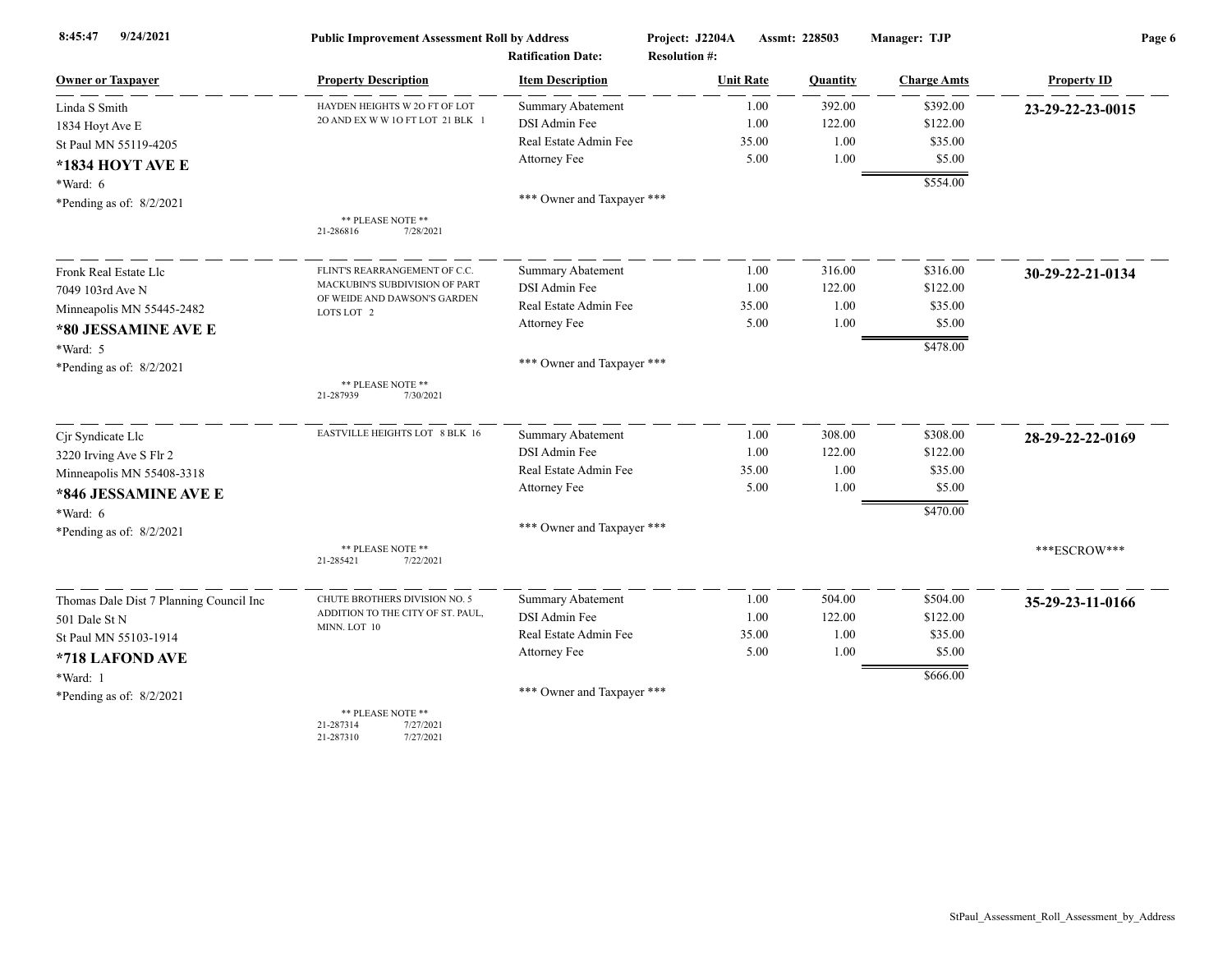**Public Improvement Assessment Roll by Address**

Project: J2204A Assmt: 228503 Manager: TJP

Ratification Date: Resolution #:

| Owner or Taxpayer | Property Description | Item Description | Unit Rate | Quantity | Charge Amts | Property ID |
|---|---|---|---|---|---|---|
| Linda S Smith<br>1834 Hoyt Ave E<br>St Paul MN 55119-4205<br>**\*1834 HOYT AVE E**<br>\*Ward: 6<br>\*Pending as of: 8/2/2021 | HAYDEN HEIGHTS W 2O FT OF LOT 2O AND EX W W 1O FT LOT 21 BLK 1<br>** PLEASE NOTE **<br>21-286816 7/28/2021 | Summary Abatement<br>DSI Admin Fee<br>Real Estate Admin Fee<br>Attorney Fee<br>*** Owner and Taxpayer *** | 1.00<br>1.00<br>35.00<br>5.00 | 392.00<br>122.00<br>1.00<br>1.00 | $392.00<br>$122.00<br>$35.00<br>$5.00<br>$554.00 | **23-29-22-23-0015** |
| Fronk Real Estate Llc<br>7049 103rd Ave N<br>Minneapolis MN 55445-2482<br>**\*80 JESSAMINE AVE E**<br>\*Ward: 5<br>\*Pending as of: 8/2/2021 | FLINT'S REARRANGEMENT OF C.C. MACKUBIN'S SUBDIVISION OF PART OF WEIDE AND DAWSON'S GARDEN LOTS LOT 2<br>** PLEASE NOTE **<br>21-287939 7/30/2021 | Summary Abatement<br>DSI Admin Fee<br>Real Estate Admin Fee<br>Attorney Fee<br>*** Owner and Taxpayer *** | 1.00<br>1.00<br>35.00<br>5.00 | 316.00<br>122.00<br>1.00<br>1.00 | $316.00<br>$122.00<br>$35.00<br>$5.00<br>$478.00 | **30-29-22-21-0134** |
| Cjr Syndicate Llc<br>3220 Irving Ave S Flr 2<br>Minneapolis MN 55408-3318<br>**\*846 JESSAMINE AVE E**<br>\*Ward: 6<br>\*Pending as of: 8/2/2021 | EASTVILLE HEIGHTS LOT 8 BLK 16<br>** PLEASE NOTE **<br>21-285421 7/22/2021 | Summary Abatement<br>DSI Admin Fee<br>Real Estate Admin Fee<br>Attorney Fee<br>*** Owner and Taxpayer *** | 1.00<br>1.00<br>35.00<br>5.00 | 308.00<br>122.00<br>1.00<br>1.00 | $308.00<br>$122.00<br>$35.00<br>$5.00<br>$470.00 | **28-29-22-22-0169**<br>***ESCROW*** |
| Thomas Dale Dist 7 Planning Council Inc<br>501 Dale St N<br>St Paul MN 55103-1914<br>**\*718 LAFOND AVE**<br>\*Ward: 1<br>\*Pending as of: 8/2/2021 | CHUTE BROTHERS DIVISION NO. 5 ADDITION TO THE CITY OF ST. PAUL, MINN. LOT 10<br>** PLEASE NOTE **<br>21-287314 7/27/2021<br>21-287310 7/27/2021 | Summary Abatement<br>DSI Admin Fee<br>Real Estate Admin Fee<br>Attorney Fee<br>*** Owner and Taxpayer *** | 1.00<br>1.00<br>35.00<br>5.00 | 504.00<br>122.00<br>1.00<br>1.00 | $504.00<br>$122.00<br>$35.00<br>$5.00<br>$666.00 | **35-29-23-11-0166** |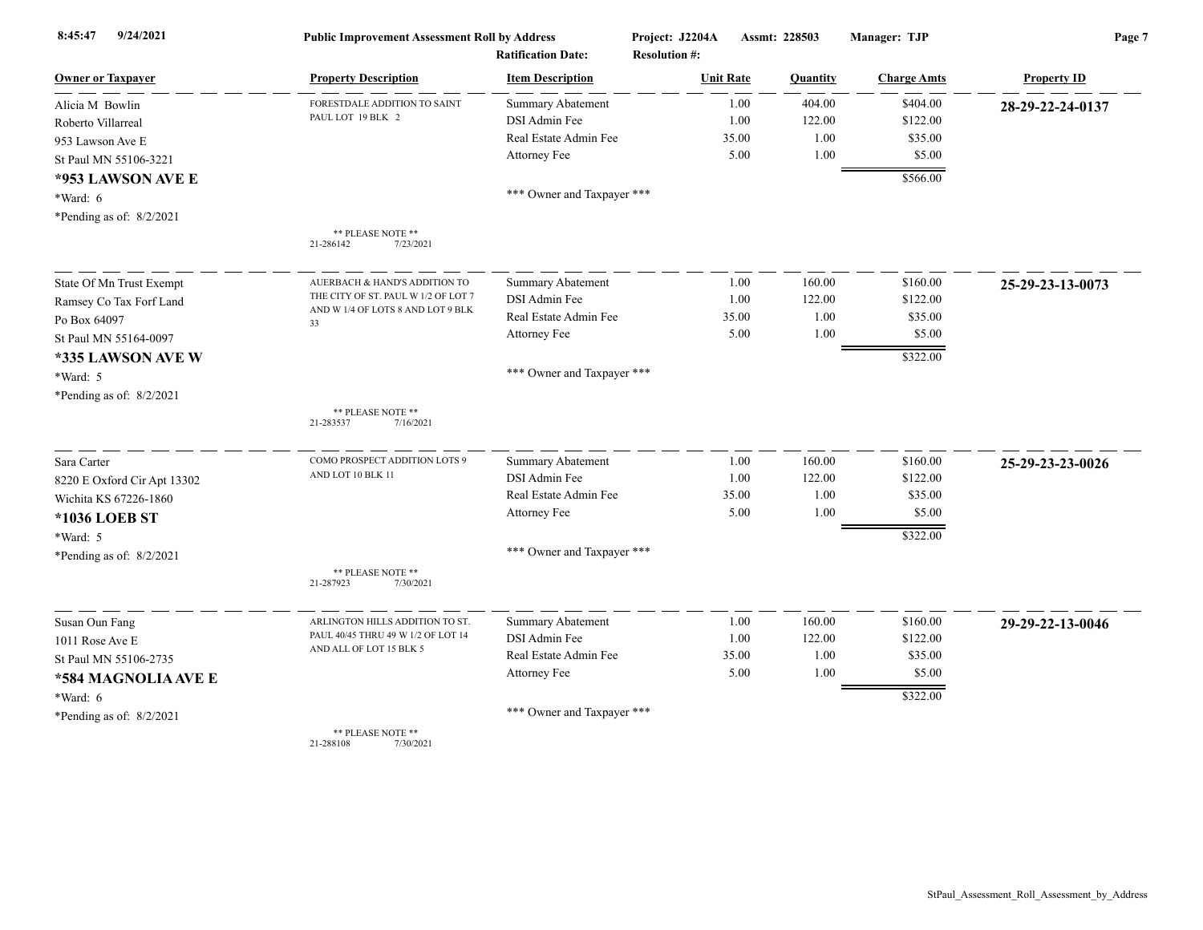**Public Improvement Assessment Roll by Address** — Project: J2204A — Assmt: 228503 — Manager: TJP

Ratification Date: — Resolution #:

| Owner or Taxpayer | Property Description | Item Description | Unit Rate | Quantity | Charge Amts | Property ID |
|---|---|---|---|---|---|---|
| Alicia M Bowlin<br>Roberto Villarreal<br>953 Lawson Ave E<br>St Paul MN 55106-3221<br>**\*953 LAWSON AVE E**<br>\*Ward: 6<br>\*Pending as of: 8/2/2021 | FORESTDALE ADDITION TO SAINT PAUL LOT 19 BLK 2<br><br>\*\* PLEASE NOTE \*\*<br>21-286142 7/23/2021 | Summary Abatement<br>DSI Admin Fee<br>Real Estate Admin Fee<br>Attorney Fee<br><br>\*\*\* Owner and Taxpayer \*\*\* | 1.00<br>1.00<br>35.00<br>5.00 | 404.00<br>122.00<br>1.00<br>1.00 | $404.00<br>$122.00<br>$35.00<br>$5.00<br>**$566.00** | **28-29-22-24-0137** |
| State Of Mn Trust Exempt<br>Ramsey Co Tax Forf Land<br>Po Box 64097<br>St Paul MN 55164-0097<br>**\*335 LAWSON AVE W**<br>\*Ward: 5<br>\*Pending as of: 8/2/2021 | AUERBACH & HAND'S ADDITION TO THE CITY OF ST. PAUL W 1/2 OF LOT 7 AND W 1/4 OF LOTS 8 AND LOT 9 BLK 33<br><br>\*\* PLEASE NOTE \*\*<br>21-283537 7/16/2021 | Summary Abatement<br>DSI Admin Fee<br>Real Estate Admin Fee<br>Attorney Fee<br><br>\*\*\* Owner and Taxpayer \*\*\* | 1.00<br>1.00<br>35.00<br>5.00 | 160.00<br>122.00<br>1.00<br>1.00 | $160.00<br>$122.00<br>$35.00<br>$5.00<br>**$322.00** | **25-29-23-13-0073** |
| Sara Carter<br>8220 E Oxford Cir Apt 13302<br>Wichita KS 67226-1860<br>**\*1036 LOEB ST**<br>\*Ward: 5<br>\*Pending as of: 8/2/2021 | COMO PROSPECT ADDITION LOTS 9 AND LOT 10 BLK 11<br><br>\*\* PLEASE NOTE \*\*<br>21-287923 7/30/2021 | Summary Abatement<br>DSI Admin Fee<br>Real Estate Admin Fee<br>Attorney Fee<br><br>\*\*\* Owner and Taxpayer \*\*\* | 1.00<br>1.00<br>35.00<br>5.00 | 160.00<br>122.00<br>1.00<br>1.00 | $160.00<br>$122.00<br>$35.00<br>$5.00<br>**$322.00** | **25-29-23-23-0026** |
| Susan Oun Fang<br>1011 Rose Ave E<br>St Paul MN 55106-2735<br>**\*584 MAGNOLIA AVE E**<br>\*Ward: 6<br>\*Pending as of: 8/2/2021 | ARLINGTON HILLS ADDITION TO ST. PAUL 40/45 THRU 49 W 1/2 OF LOT 14 AND ALL OF LOT 15 BLK 5<br><br>\*\* PLEASE NOTE \*\*<br>21-288108 7/30/2021 | Summary Abatement<br>DSI Admin Fee<br>Real Estate Admin Fee<br>Attorney Fee<br><br>\*\*\* Owner and Taxpayer \*\*\* | 1.00<br>1.00<br>35.00<br>5.00 | 160.00<br>122.00<br>1.00<br>1.00 | $160.00<br>$122.00<br>$35.00<br>$5.00<br>**$322.00** | **29-29-22-13-0046** |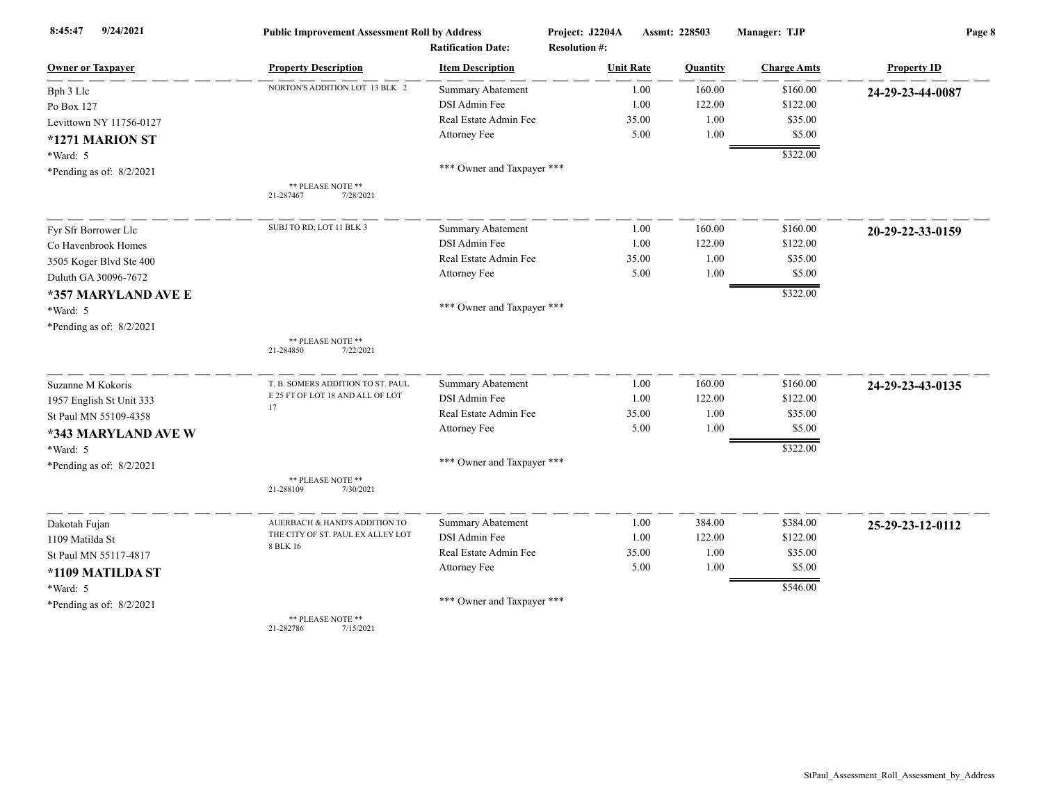Public Improvement Assessment Roll by Address — Project: J2204A — Assmt: 228503 — Manager: TJP

Ratification Date: — Resolution #:

| Owner or Taxpayer | Property Description | Item Description | Unit Rate | Quantity | Charge Amts | Property ID |
|---|---|---|---|---|---|---|
| Bph 3 Llc<br>Po Box 127<br>Levittown NY 11756-0127<br>**\*1271 MARION ST**<br>*Ward: 5<br>*Pending as of: 8/2/2021 | NORTON'S ADDITION LOT 13 BLK 2<br><br>** PLEASE NOTE **<br>21-287467 7/28/2021 | Summary Abatement<br>DSI Admin Fee<br>Real Estate Admin Fee<br>Attorney Fee<br><br>*** Owner and Taxpayer *** | 1.00<br>1.00<br>35.00<br>5.00 | 160.00<br>122.00<br>1.00<br>1.00 | $160.00<br>$122.00<br>$35.00<br>$5.00<br>$322.00 | **24-29-23-44-0087** |
| Fyr Sfr Borrower Llc<br>Co Havenbrook Homes<br>3505 Koger Blvd Ste 400<br>Duluth GA 30096-7672<br>**\*357 MARYLAND AVE E**<br>*Ward: 5<br>*Pending as of: 8/2/2021 | SUBJ TO RD; LOT 11 BLK 3<br><br>** PLEASE NOTE **<br>21-284850 7/22/2021 | Summary Abatement<br>DSI Admin Fee<br>Real Estate Admin Fee<br>Attorney Fee<br><br>*** Owner and Taxpayer *** | 1.00<br>1.00<br>35.00<br>5.00 | 160.00<br>122.00<br>1.00<br>1.00 | $160.00<br>$122.00<br>$35.00<br>$5.00<br>$322.00 | **20-29-22-33-0159** |
| Suzanne M Kokoris<br>1957 English St Unit 333<br>St Paul MN 55109-4358<br>**\*343 MARYLAND AVE W**<br>*Ward: 5<br>*Pending as of: 8/2/2021 | T. B. SOMERS ADDITION TO ST. PAUL E 25 FT OF LOT 18 AND ALL OF LOT 17<br><br>** PLEASE NOTE **<br>21-288109 7/30/2021 | Summary Abatement<br>DSI Admin Fee<br>Real Estate Admin Fee<br>Attorney Fee<br><br>*** Owner and Taxpayer *** | 1.00<br>1.00<br>35.00<br>5.00 | 160.00<br>122.00<br>1.00<br>1.00 | $160.00<br>$122.00<br>$35.00<br>$5.00<br>$322.00 | **24-29-23-43-0135** |
| Dakotah Fujan<br>1109 Matilda St<br>St Paul MN 55117-4817<br>**\*1109 MATILDA ST**<br>*Ward: 5<br>*Pending as of: 8/2/2021 | AUERBACH & HAND'S ADDITION TO THE CITY OF ST. PAUL EX ALLEY LOT 8 BLK 16<br><br>** PLEASE NOTE **<br>21-282786 7/15/2021 | Summary Abatement<br>DSI Admin Fee<br>Real Estate Admin Fee<br>Attorney Fee<br><br>*** Owner and Taxpayer *** | 1.00<br>1.00<br>35.00<br>5.00 | 384.00<br>122.00<br>1.00<br>1.00 | $384.00<br>$122.00<br>$35.00<br>$5.00<br>$546.00 | **25-29-23-12-0112** |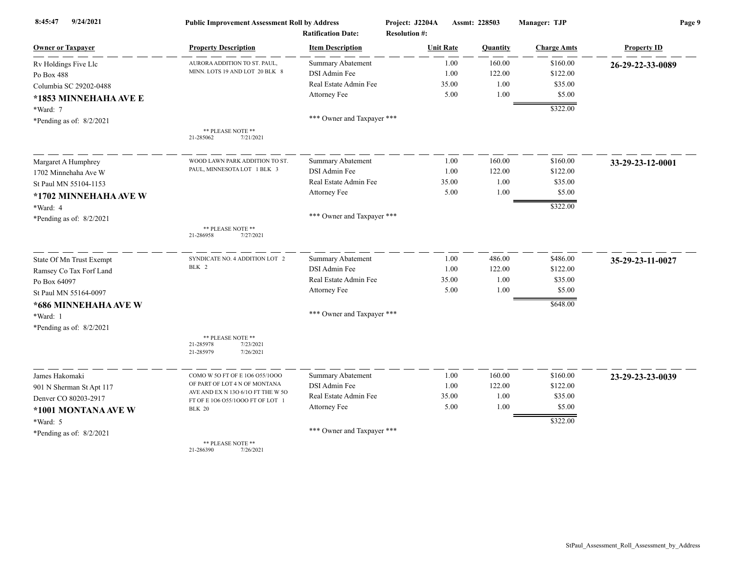| Owner or Taxpayer | Property Description | Item Description | Unit Rate | Quantity | Charge Amts | Property ID |
|---|---|---|---|---|---|---|
| Rv Holdings Five Llc | AURORA ADDITION TO ST. PAUL, MINN. LOTS 19 AND LOT 20 BLK 8 | Summary Abatement | 1.00 | 160.00 | $160.00 | 26-29-22-33-0089 |
| Po Box 488 | | DSI Admin Fee | 1.00 | 122.00 | $122.00 | |
| Columbia SC 29202-0488 | | Real Estate Admin Fee | 35.00 | 1.00 | $35.00 | |
| **\*1853 MINNEHAHA AVE E** | | Attorney Fee | 5.00 | 1.00 | $5.00 | |
| \*Ward: 7 | | | | | $322.00 | |
| \*Pending as of: 8/2/2021 | ** PLEASE NOTE ** 21-285062 7/21/2021 | *** Owner and Taxpayer *** | | | | |
| Margaret A Humphrey | WOOD LAWN PARK ADDITION TO ST. PAUL, MINNESOTA LOT 1 BLK 3 | Summary Abatement | 1.00 | 160.00 | $160.00 | 33-29-23-12-0001 |
| 1702 Minnehaha Ave W | | DSI Admin Fee | 1.00 | 122.00 | $122.00 | |
| St Paul MN 55104-1153 | | Real Estate Admin Fee | 35.00 | 1.00 | $35.00 | |
| **\*1702 MINNEHAHA AVE W** | | Attorney Fee | 5.00 | 1.00 | $5.00 | |
| \*Ward: 4 | | | | | $322.00 | |
| \*Pending as of: 8/2/2021 | ** PLEASE NOTE ** 21-286958 7/27/2021 | *** Owner and Taxpayer *** | | | | |
| State Of Mn Trust Exempt | SYNDICATE NO. 4 ADDITION LOT 2 BLK 2 | Summary Abatement | 1.00 | 486.00 | $486.00 | 35-29-23-11-0027 |
| Ramsey Co Tax Forf Land | | DSI Admin Fee | 1.00 | 122.00 | $122.00 | |
| Po Box 64097 | | Real Estate Admin Fee | 35.00 | 1.00 | $35.00 | |
| St Paul MN 55164-0097 | | Attorney Fee | 5.00 | 1.00 | $5.00 | |
| **\*686 MINNEHAHA AVE W** | | | | | $648.00 | |
| \*Ward: 1 | | *** Owner and Taxpayer *** | | | | |
| \*Pending as of: 8/2/2021 | ** PLEASE NOTE ** 21-285978 7/23/2021 21-285979 7/26/2021 | | | | | |
| James Hakomaki | COMO W 50 FT OF E 106 055/1000 OF PART OF LOT 4 N OF MONTANA AVE AND EX N 130 6/10 FT THE W 50 FT OF E 106 055/1000 FT OF LOT 1 BLK 20 | Summary Abatement | 1.00 | 160.00 | $160.00 | 23-29-23-23-0039 |
| 901 N Sherman St Apt 117 | | DSI Admin Fee | 1.00 | 122.00 | $122.00 | |
| Denver CO 80203-2917 | | Real Estate Admin Fee | 35.00 | 1.00 | $35.00 | |
| **\*1001 MONTANA AVE W** | | Attorney Fee | 5.00 | 1.00 | $5.00 | |
| \*Ward: 5 | | | | | $322.00 | |
| \*Pending as of: 8/2/2021 | ** PLEASE NOTE ** 21-286390 7/26/2021 | *** Owner and Taxpayer *** | | | | |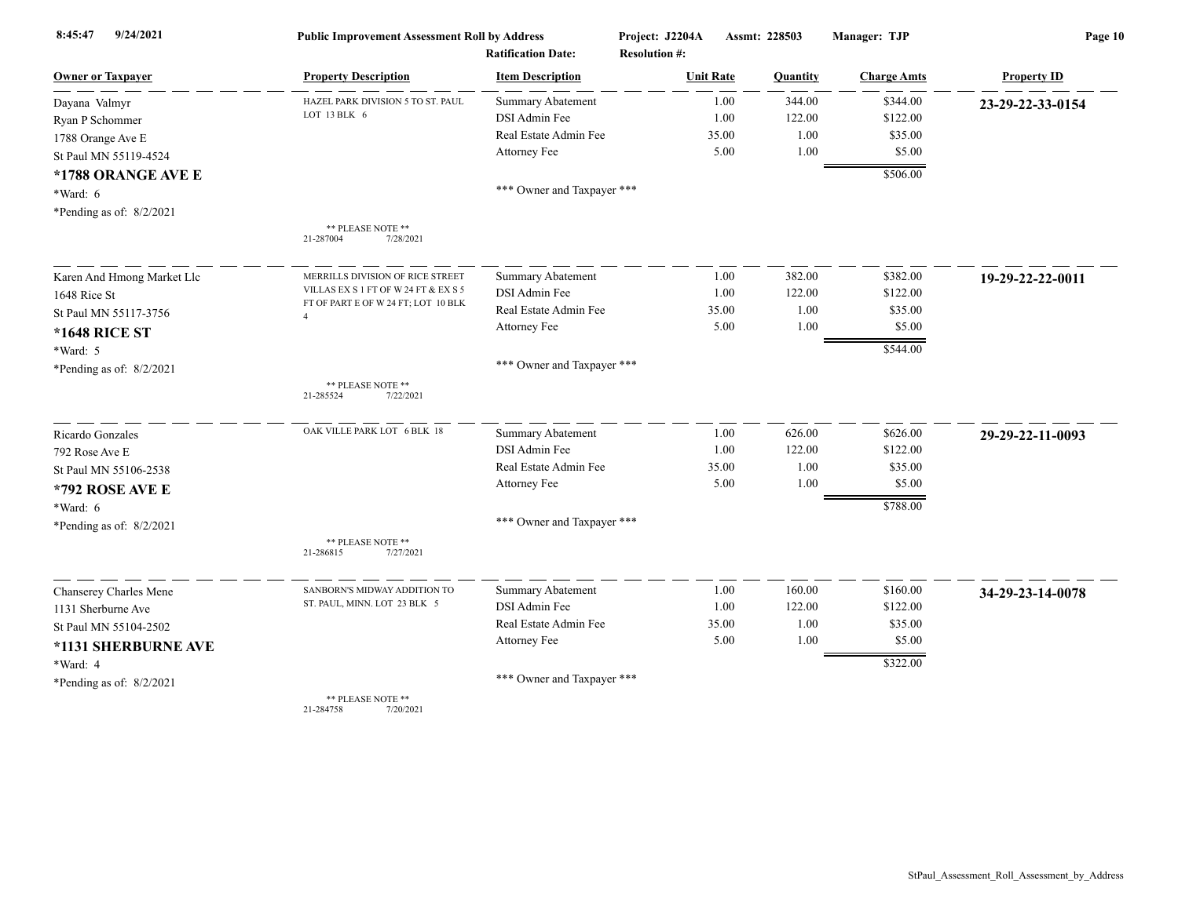Public Improvement Assessment Roll by Address

Project: J2204A Assmt: 228503 Manager: TJP

Ratification Date: Resolution #:

| Owner or Taxpayer | Property Description | Item Description | Unit Rate | Quantity | Charge Amts | Property ID |
|---|---|---|---|---|---|---|
| Dayana Valmyr<br>Ryan P Schommer<br>1788 Orange Ave E<br>St Paul MN 55119-4524<br>**\*1788 ORANGE AVE E**<br>\*Ward: 6<br>\*Pending as of: 8/2/2021 | HAZEL PARK DIVISION 5 TO ST. PAUL LOT 13 BLK 6<br>** PLEASE NOTE **<br>21-287004 7/28/2021 | Summary Abatement<br>DSI Admin Fee<br>Real Estate Admin Fee<br>Attorney Fee<br>*** Owner and Taxpayer *** | 1.00<br>1.00<br>35.00<br>5.00 | 344.00<br>122.00<br>1.00<br>1.00 | $344.00<br>$122.00<br>$35.00<br>$5.00<br>$506.00 | **23-29-22-33-0154** |
| Karen And Hmong Market Llc<br>1648 Rice St<br>St Paul MN 55117-3756<br>**\*1648 RICE ST**<br>\*Ward: 5<br>\*Pending as of: 8/2/2021 | MERRILLS DIVISION OF RICE STREET VILLAS EX S 1 FT OF W 24 FT & EX S 5 FT OF PART E OF W 24 FT; LOT 10 BLK 4<br>** PLEASE NOTE **<br>21-285524 7/22/2021 | Summary Abatement<br>DSI Admin Fee<br>Real Estate Admin Fee<br>Attorney Fee<br>*** Owner and Taxpayer *** | 1.00<br>1.00<br>35.00<br>5.00 | 382.00<br>122.00<br>1.00<br>1.00 | $382.00<br>$122.00<br>$35.00<br>$5.00<br>$544.00 | **19-29-22-22-0011** |
| Ricardo Gonzales<br>792 Rose Ave E<br>St Paul MN 55106-2538<br>**\*792 ROSE AVE E**<br>\*Ward: 6<br>\*Pending as of: 8/2/2021 | OAK VILLE PARK LOT 6 BLK 18<br>** PLEASE NOTE **<br>21-286815 7/27/2021 | Summary Abatement<br>DSI Admin Fee<br>Real Estate Admin Fee<br>Attorney Fee<br>*** Owner and Taxpayer *** | 1.00<br>1.00<br>35.00<br>5.00 | 626.00<br>122.00<br>1.00<br>1.00 | $626.00<br>$122.00<br>$35.00<br>$5.00<br>$788.00 | **29-29-22-11-0093** |
| Chanserey Charles Mene<br>1131 Sherburne Ave<br>St Paul MN 55104-2502<br>**\*1131 SHERBURNE AVE**<br>\*Ward: 4<br>\*Pending as of: 8/2/2021 | SANBORN'S MIDWAY ADDITION TO ST. PAUL, MINN. LOT 23 BLK 5<br>** PLEASE NOTE **<br>21-284758 7/20/2021 | Summary Abatement<br>DSI Admin Fee<br>Real Estate Admin Fee<br>Attorney Fee<br>*** Owner and Taxpayer *** | 1.00<br>1.00<br>35.00<br>5.00 | 160.00<br>122.00<br>1.00<br>1.00 | $160.00<br>$122.00<br>$35.00<br>$5.00<br>$322.00 | **34-29-23-14-0078** |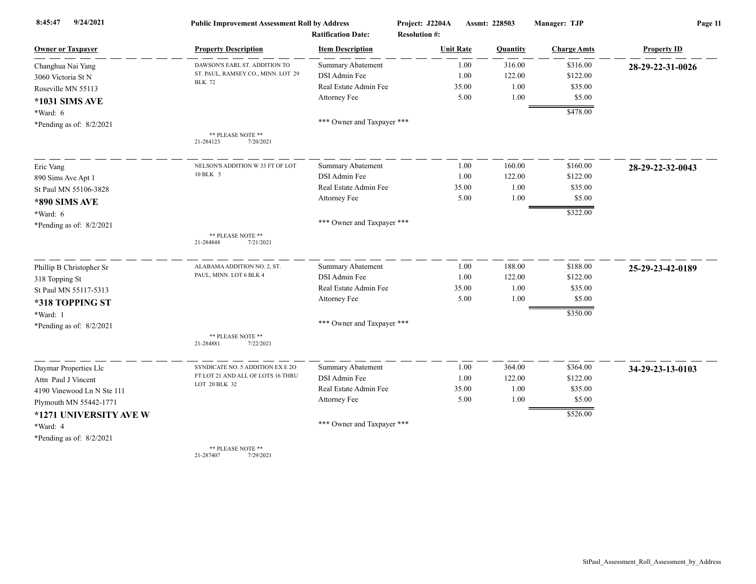**Public Improvement Assessment Roll by Address** | Project: J2204A | Assmt: 228503 | Manager: TJP

Ratification Date: | Resolution #:

| Owner or Taxpayer | Property Description | Item Description | Unit Rate | Quantity | Charge Amts | Property ID |
|---|---|---|---|---|---|---|
| Changhua Nai Yang<br>3060 Victoria St N<br>Roseville MN 55113<br>**\*1031 SIMS AVE**<br>\*Ward: 6<br>\*Pending as of: 8/2/2021 | DAWSON'S EARL ST. ADDITION TO ST. PAUL, RAMSEY CO., MINN. LOT 29 BLK 72<br><br>\*\* PLEASE NOTE \*\*<br>21-284123 7/20/2021 | Summary Abatement<br>DSI Admin Fee<br>Real Estate Admin Fee<br>Attorney Fee<br><br>\*\*\* Owner and Taxpayer \*\*\* | 1.00<br>1.00<br>35.00<br>5.00 | 316.00<br>122.00<br>1.00<br>1.00 | $316.00<br>$122.00<br>$35.00<br>$5.00<br>$478.00 | **28-29-22-31-0026** |
| Eric Vang<br>890 Sims Ave Apt 1<br>St Paul MN 55106-3828<br>**\*890 SIMS AVE**<br>\*Ward: 6<br>\*Pending as of: 8/2/2021 | NELSON'S ADDITION W 33 FT OF LOT 10 BLK 5<br><br>\*\* PLEASE NOTE \*\*<br>21-284848 7/21/2021 | Summary Abatement<br>DSI Admin Fee<br>Real Estate Admin Fee<br>Attorney Fee<br><br>\*\*\* Owner and Taxpayer \*\*\* | 1.00<br>1.00<br>35.00<br>5.00 | 160.00<br>122.00<br>1.00<br>1.00 | $160.00<br>$122.00<br>$35.00<br>$5.00<br>$322.00 | **28-29-22-32-0043** |
| Phillip B Christopher Sr<br>318 Topping St<br>St Paul MN 55117-5313<br>**\*318 TOPPING ST**<br>\*Ward: 1<br>\*Pending as of: 8/2/2021 | ALABAMA ADDITION NO. 2, ST. PAUL, MINN. LOT 6 BLK 4<br><br>\*\* PLEASE NOTE \*\*<br>21-284881 7/22/2021 | Summary Abatement<br>DSI Admin Fee<br>Real Estate Admin Fee<br>Attorney Fee<br><br>\*\*\* Owner and Taxpayer \*\*\* | 1.00<br>1.00<br>35.00<br>5.00 | 188.00<br>122.00<br>1.00<br>1.00 | $188.00<br>$122.00<br>$35.00<br>$5.00<br>$350.00 | **25-29-23-42-0189** |
| Daymar Properties Llc<br>Attn Paul J Vincent<br>4190 Vinewood Ln N Ste 111<br>Plymouth MN 55442-1771<br>**\*1271 UNIVERSITY AVE W**<br>\*Ward: 4<br>\*Pending as of: 8/2/2021 | SYNDICATE NO. 5 ADDITION EX E 2O FT LOT 21 AND ALL OF LOTS 16 THRU LOT 20 BLK 32<br><br>\*\* PLEASE NOTE \*\*<br>21-287407 7/29/2021 | Summary Abatement<br>DSI Admin Fee<br>Real Estate Admin Fee<br>Attorney Fee<br><br>\*\*\* Owner and Taxpayer \*\*\* | 1.00<br>1.00<br>35.00<br>5.00 | 364.00<br>122.00<br>1.00<br>1.00 | $364.00<br>$122.00<br>$35.00<br>$5.00<br>$526.00 | **34-29-23-13-0103** |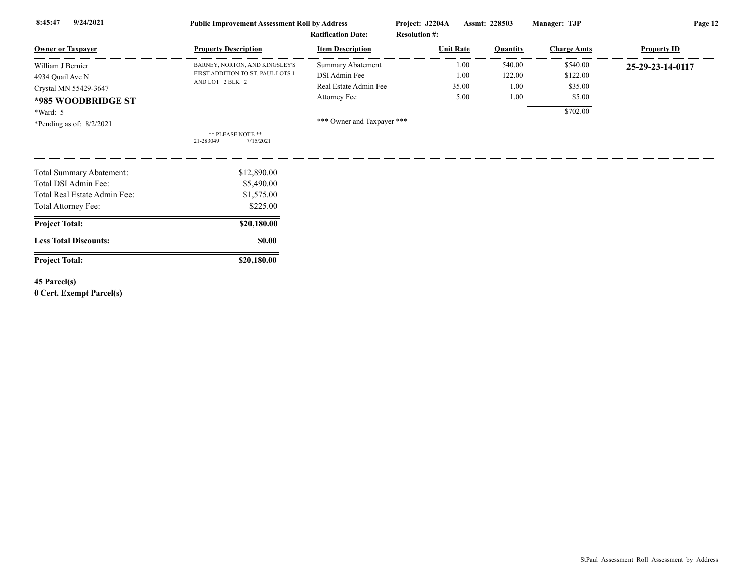| Owner or Taxpayer | Property Description | Item Description | Unit Rate | Quantity | Charge Amts | Property ID |
|---|---|---|---|---|---|---|
| William J Bernier<br>4934 Quail Ave N<br>Crystal MN 55429-3647<br>**\*985 WOODBRIDGE ST**<br>\*Ward: 5<br>\*Pending as of: 8/2/2021 | BARNEY, NORTON, AND KINGSLEY'S FIRST ADDITION TO ST. PAUL LOTS 1 AND LOT 2 BLK 2<br>** PLEASE NOTE **<br>21-283049 7/15/2021 | Summary Abatement<br>DSI Admin Fee<br>Real Estate Admin Fee<br>Attorney Fee<br>*** Owner and Taxpayer *** | 1.00<br>1.00<br>35.00<br>5.00 | 540.00<br>122.00<br>1.00<br>1.00 | $540.00<br>$122.00<br>$35.00<br>$5.00<br>$702.00 | **25-29-23-14-0117** |

| | |
|---|---|
| Total Summary Abatement: | $12,890.00 |
| Total DSI Admin Fee: | $5,490.00 |
| Total Real Estate Admin Fee: | $1,575.00 |
| Total Attorney Fee: | $225.00 |
| **Project Total:** | **$20,180.00** |
| **Less Total Discounts:** | **$0.00** |
| **Project Total:** | **$20,180.00** |

**45 Parcel(s)**
**0 Cert. Exempt Parcel(s)**